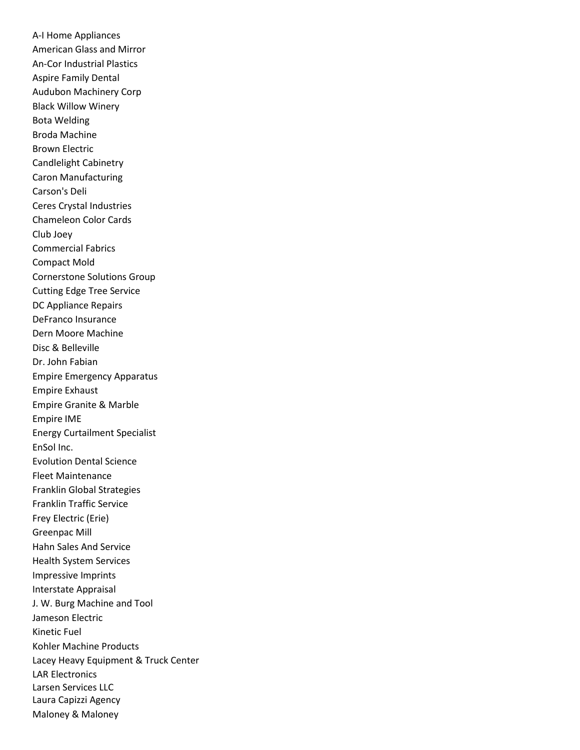A-I Home Appliances
American Glass and Mirror
An-Cor Industrial Plastics
Aspire Family Dental
Audubon Machinery Corp
Black Willow Winery
Bota Welding
Broda Machine
Brown Electric
Candlelight Cabinetry
Caron Manufacturing
Carson's Deli
Ceres Crystal Industries
Chameleon Color Cards
Club Joey
Commercial Fabrics
Compact Mold
Cornerstone Solutions Group
Cutting Edge Tree Service
DC Appliance Repairs
DeFranco Insurance
Dern Moore Machine
Disc & Belleville
Dr. John Fabian
Empire Emergency Apparatus
Empire Exhaust
Empire Granite & Marble
Empire IME
Energy Curtailment Specialist
EnSol Inc.
Evolution Dental Science
Fleet Maintenance
Franklin Global Strategies
Franklin Traffic Service
Frey Electric (Erie)
Greenpac Mill
Hahn Sales And Service
Health System Services
Impressive Imprints
Interstate Appraisal
J. W. Burg Machine and Tool
Jameson Electric
Kinetic Fuel
Kohler Machine Products
Lacey Heavy Equipment & Truck Center
LAR Electronics
Larsen Services LLC
Laura Capizzi Agency
Maloney & Maloney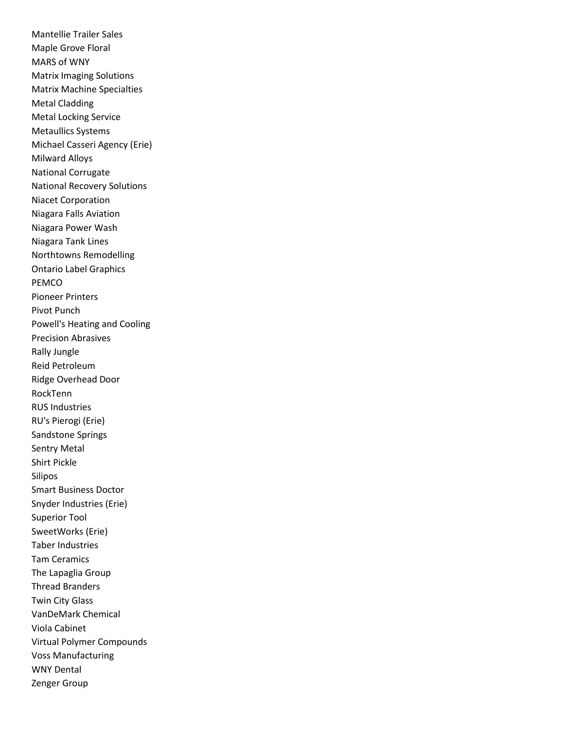Mantellie Trailer Sales
Maple Grove Floral
MARS of WNY
Matrix Imaging Solutions
Matrix Machine Specialties
Metal Cladding
Metal Locking Service
Metaullics Systems
Michael Casseri Agency (Erie)
Milward Alloys
National Corrugate
National Recovery Solutions
Niacet Corporation
Niagara Falls Aviation
Niagara Power Wash
Niagara Tank Lines
Northtowns Remodelling
Ontario Label Graphics
PEMCO
Pioneer Printers
Pivot Punch
Powell's Heating and Cooling
Precision Abrasives
Rally Jungle
Reid Petroleum
Ridge Overhead Door
RockTenn
RUS Industries
RU's Pierogi (Erie)
Sandstone Springs
Sentry Metal
Shirt Pickle
Silipos
Smart Business Doctor
Snyder Industries (Erie)
Superior Tool
SweetWorks (Erie)
Taber Industries
Tam Ceramics
The Lapaglia Group
Thread Branders
Twin City Glass
VanDeMark Chemical
Viola Cabinet
Virtual Polymer Compounds
Voss Manufacturing
WNY Dental
Zenger Group